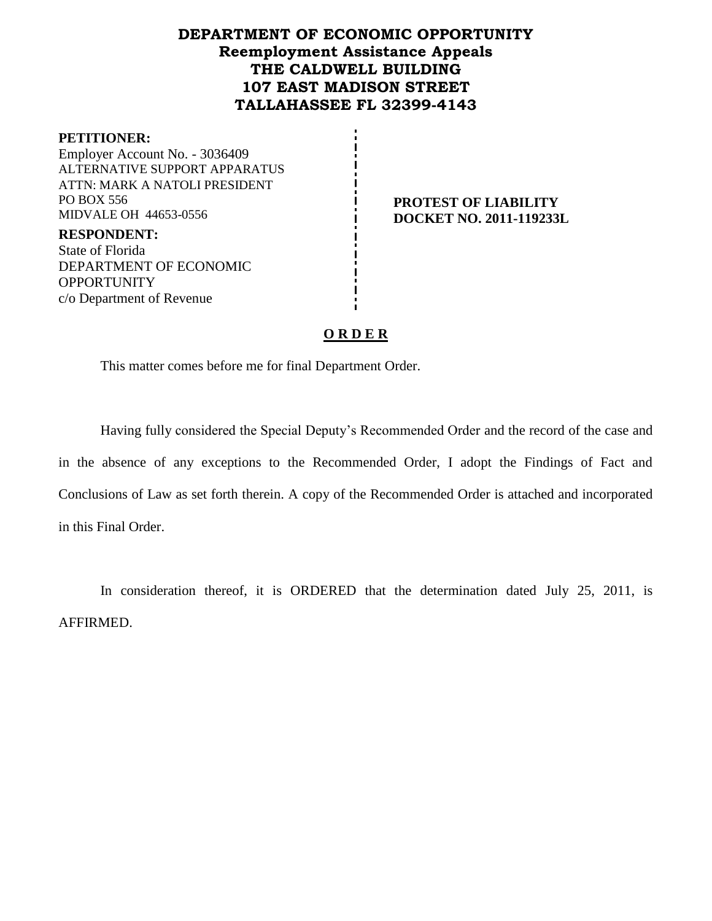# DEPARTMENT OF ECONOMIC OPPORTUNITY
## Reemployment Assistance Appeals
## THE CALDWELL BUILDING
## 107 EAST MADISON STREET
## TALLAHASSEE FL 32399-4143

**PETITIONER:**
Employer Account No. - 3036409
ALTERNATIVE SUPPORT APPARATUS
ATTN: MARK A NATOLI PRESIDENT
PO BOX 556
MIDVALE OH 44653-0556

**RESPONDENT:**
State of Florida
DEPARTMENT OF ECONOMIC OPPORTUNITY
c/o Department of Revenue

**PROTEST OF LIABILITY**
**DOCKET NO. 2011-119233L**

**O R D E R**

This matter comes before me for final Department Order.

Having fully considered the Special Deputy's Recommended Order and the record of the case and in the absence of any exceptions to the Recommended Order, I adopt the Findings of Fact and Conclusions of Law as set forth therein. A copy of the Recommended Order is attached and incorporated in this Final Order.

In consideration thereof, it is ORDERED that the determination dated July 25, 2011, is AFFIRMED.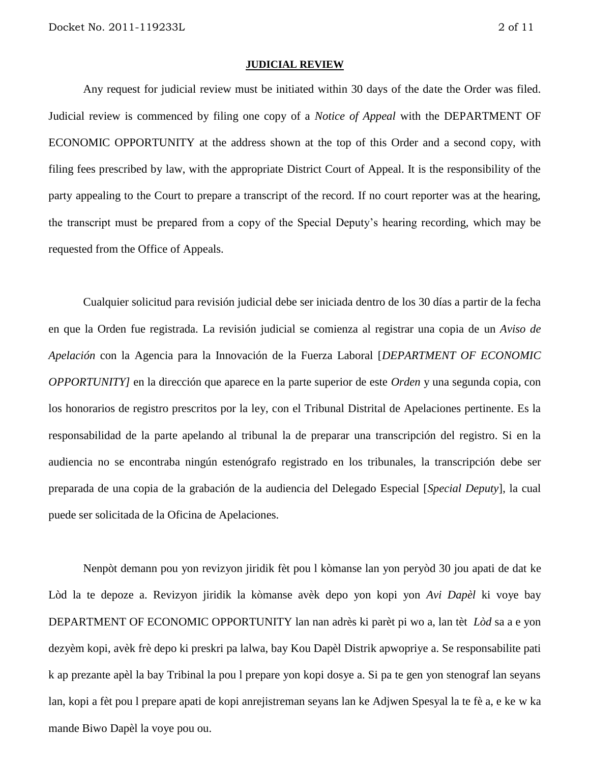**JUDICIAL REVIEW**

Any request for judicial review must be initiated within 30 days of the date the Order was filed. Judicial review is commenced by filing one copy of a *Notice of Appeal* with the DEPARTMENT OF ECONOMIC OPPORTUNITY at the address shown at the top of this Order and a second copy, with filing fees prescribed by law, with the appropriate District Court of Appeal. It is the responsibility of the party appealing to the Court to prepare a transcript of the record. If no court reporter was at the hearing, the transcript must be prepared from a copy of the Special Deputy's hearing recording, which may be requested from the Office of Appeals.

Cualquier solicitud para revisión judicial debe ser iniciada dentro de los 30 días a partir de la fecha en que la Orden fue registrada. La revisión judicial se comienza al registrar una copia de un *Aviso de Apelación* con la Agencia para la Innovación de la Fuerza Laboral [*DEPARTMENT OF ECONOMIC OPPORTUNITY]* en la dirección que aparece en la parte superior de este *Orden* y una segunda copia, con los honorarios de registro prescritos por la ley, con el Tribunal Distrital de Apelaciones pertinente. Es la responsabilidad de la parte apelando al tribunal la de preparar una transcripción del registro. Si en la audiencia no se encontraba ningún estenógrafo registrado en los tribunales, la transcripción debe ser preparada de una copia de la grabación de la audiencia del Delegado Especial [*Special Deputy*], la cual puede ser solicitada de la Oficina de Apelaciones.

Nenpòt demann pou yon revizyon jiridik fèt pou l kòmanse lan yon peryòd 30 jou apati de dat ke Lòd la te depoze a. Revizyon jiridik la kòmanse avèk depo yon kopi yon *Avi Dapèl* ki voye bay DEPARTMENT OF ECONOMIC OPPORTUNITY lan nan adrès ki parèt pi wo a, lan tèt *Lòd* sa a e yon dezyèm kopi, avèk frè depo ki preskri pa lalwa, bay Kou Dapèl Distrik apwopriye a. Se responsabilite pati k ap prezante apèl la bay Tribinal la pou l prepare yon kopi dosye a. Si pa te gen yon stenograf lan seyans lan, kopi a fèt pou l prepare apati de kopi anrejistreman seyans lan ke Adjwen Spesyal la te fè a, e ke w ka mande Biwo Dapèl la voye pou ou.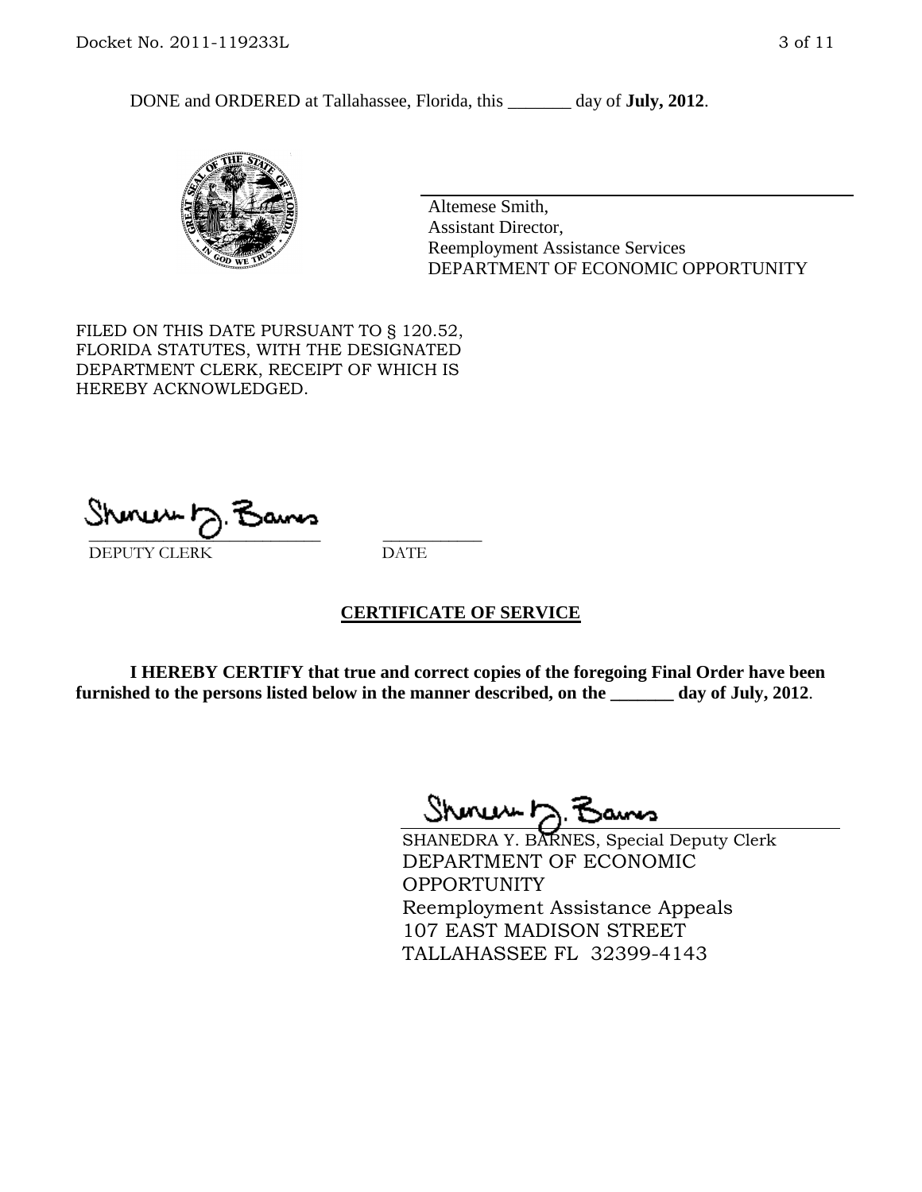DONE and ORDERED at Tallahassee, Florida, this _______ day of **July, 2012**.

Altemese Smith,
Assistant Director,
Reemployment Assistance Services
DEPARTMENT OF ECONOMIC OPPORTUNITY

FILED ON THIS DATE PURSUANT TO § 120.52, FLORIDA STATUTES, WITH THE DESIGNATED DEPARTMENT CLERK, RECEIPT OF WHICH IS HEREBY ACKNOWLEDGED.

\_\_\_\_\_\_\_\_\_\_\_\_\_\_\_\_\_\_\_\_\_\_\_\_\_\_\_\_ \_\_\_\_\_\_\_\_\_\_\_\_
DEPUTY CLERK DATE

**CERTIFICATE OF SERVICE**

**I HEREBY CERTIFY that true and correct copies of the foregoing Final Order have been furnished to the persons listed below in the manner described, on the _______ day of July, 2012**.

SHANEDRA Y. BARNES, Special Deputy Clerk
DEPARTMENT OF ECONOMIC OPPORTUNITY
Reemployment Assistance Appeals
107 EAST MADISON STREET
TALLAHASSEE FL 32399-4143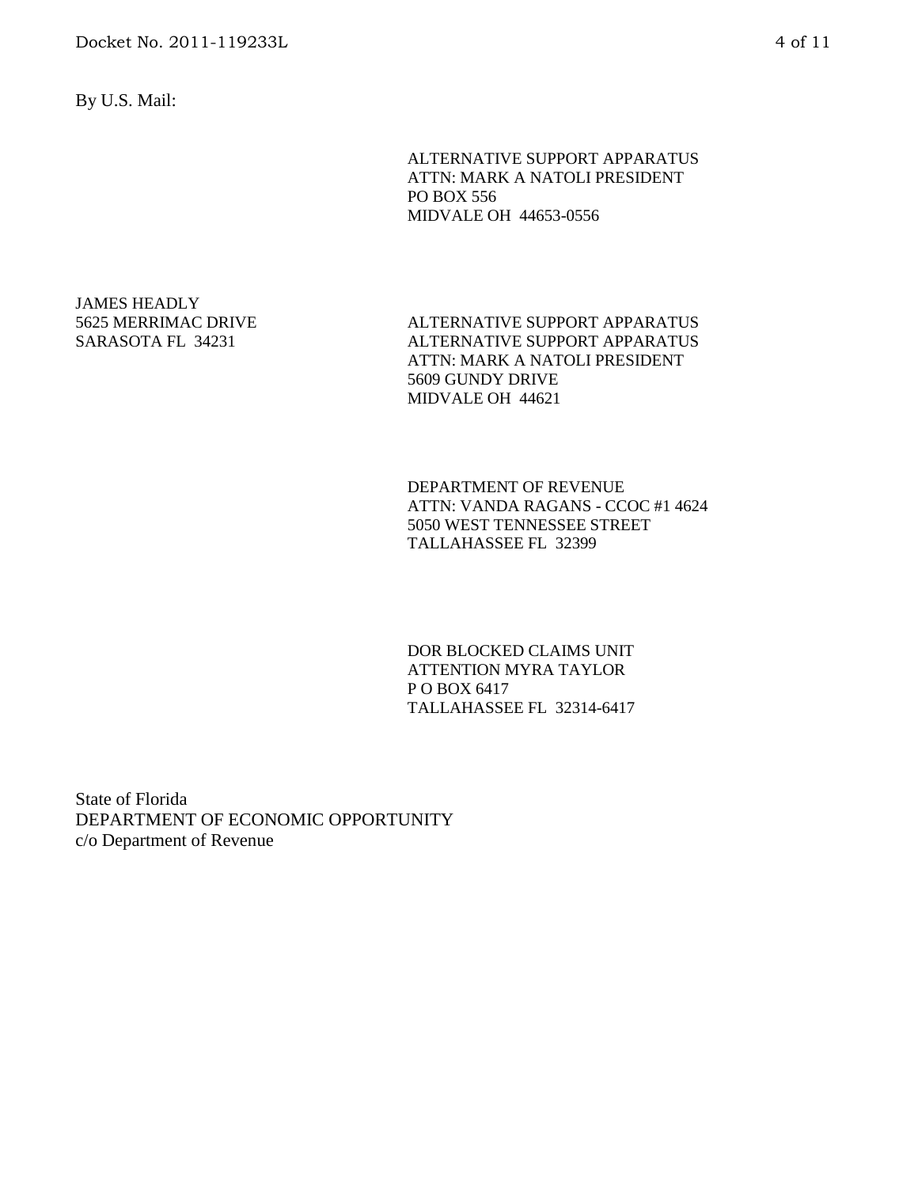By U.S. Mail:

ALTERNATIVE SUPPORT APPARATUS  
ATTN: MARK A NATOLI PRESIDENT  
PO BOX 556  
MIDVALE OH 44653-0556

JAMES HEADLY  
5625 MERRIMAC DRIVE  
SARASOTA FL 34231

ALTERNATIVE SUPPORT APPARATUS  
ALTERNATIVE SUPPORT APPARATUS  
ATTN: MARK A NATOLI PRESIDENT  
5609 GUNDY DRIVE  
MIDVALE OH 44621

DEPARTMENT OF REVENUE  
ATTN: VANDA RAGANS - CCOC #1 4624  
5050 WEST TENNESSEE STREET  
TALLAHASSEE FL 32399

DOR BLOCKED CLAIMS UNIT  
ATTENTION MYRA TAYLOR  
P O BOX 6417  
TALLAHASSEE FL 32314-6417

State of Florida  
DEPARTMENT OF ECONOMIC OPPORTUNITY  
c/o Department of Revenue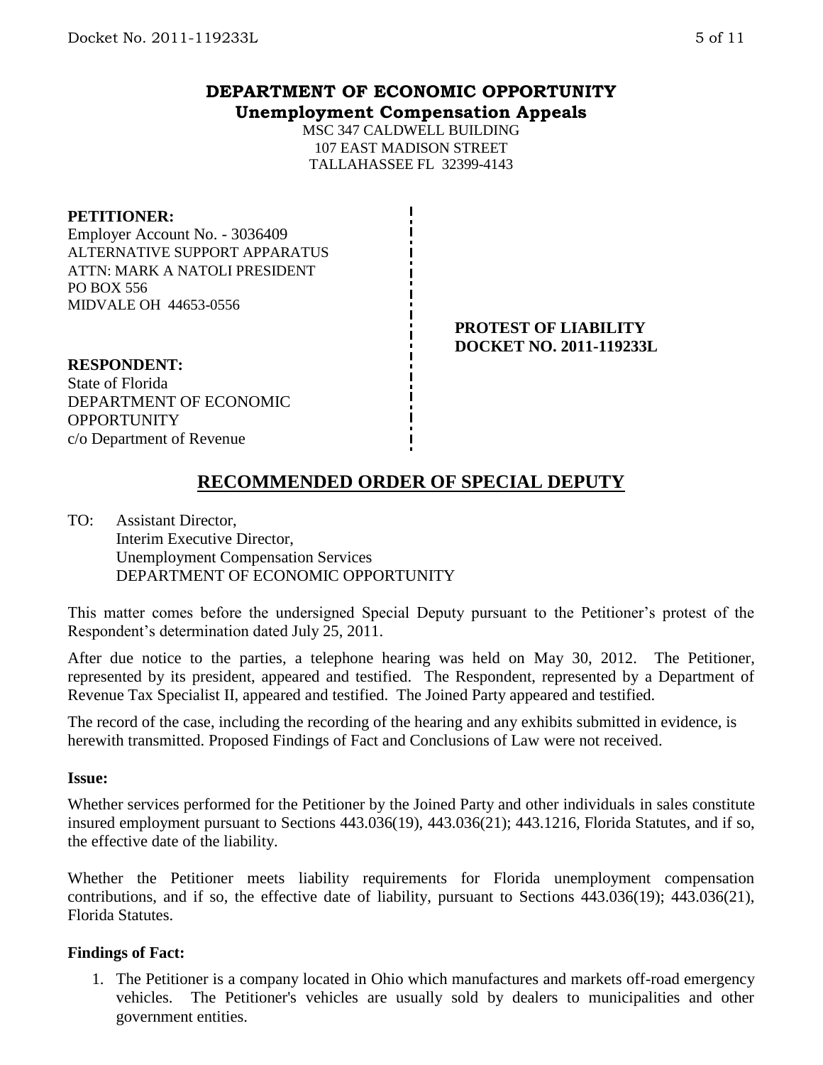## DEPARTMENT OF ECONOMIC OPPORTUNITY
### Unemployment Compensation Appeals

MSC 347 CALDWELL BUILDING
107 EAST MADISON STREET
TALLAHASSEE FL 32399-4143

**PETITIONER:**
Employer Account No. - 3036409
ALTERNATIVE SUPPORT APPARATUS
ATTN: MARK A NATOLI PRESIDENT
PO BOX 556
MIDVALE OH 44653-0556

**PROTEST OF LIABILITY**
**DOCKET NO. 2011-119233L**

**RESPONDENT:**
State of Florida
DEPARTMENT OF ECONOMIC OPPORTUNITY
c/o Department of Revenue

## RECOMMENDED ORDER OF SPECIAL DEPUTY

TO: Assistant Director,
Interim Executive Director,
Unemployment Compensation Services
DEPARTMENT OF ECONOMIC OPPORTUNITY

This matter comes before the undersigned Special Deputy pursuant to the Petitioner's protest of the Respondent's determination dated July 25, 2011.

After due notice to the parties, a telephone hearing was held on May 30, 2012. The Petitioner, represented by its president, appeared and testified. The Respondent, represented by a Department of Revenue Tax Specialist II, appeared and testified. The Joined Party appeared and testified.

The record of the case, including the recording of the hearing and any exhibits submitted in evidence, is herewith transmitted. Proposed Findings of Fact and Conclusions of Law were not received.

**Issue:**

Whether services performed for the Petitioner by the Joined Party and other individuals in sales constitute insured employment pursuant to Sections 443.036(19), 443.036(21); 443.1216, Florida Statutes, and if so, the effective date of the liability.

Whether the Petitioner meets liability requirements for Florida unemployment compensation contributions, and if so, the effective date of liability, pursuant to Sections 443.036(19); 443.036(21), Florida Statutes.

**Findings of Fact:**

1. The Petitioner is a company located in Ohio which manufactures and markets off-road emergency vehicles. The Petitioner's vehicles are usually sold by dealers to municipalities and other government entities.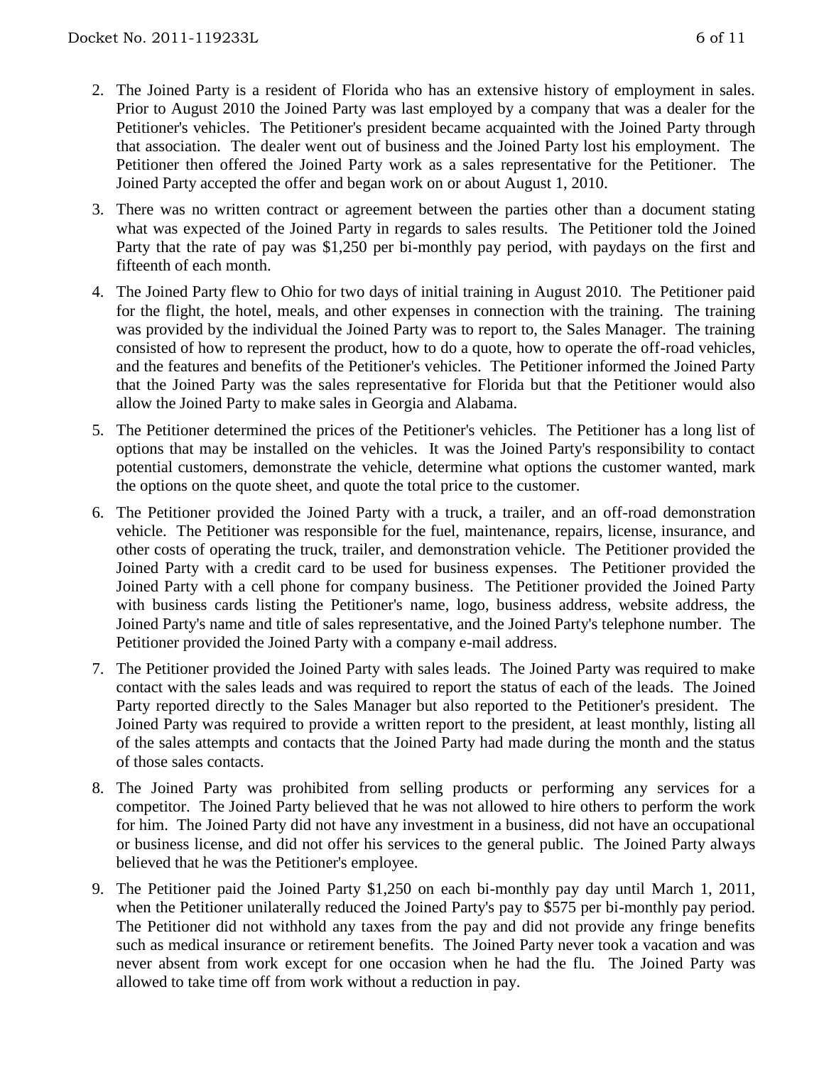2. The Joined Party is a resident of Florida who has an extensive history of employment in sales. Prior to August 2010 the Joined Party was last employed by a company that was a dealer for the Petitioner's vehicles. The Petitioner's president became acquainted with the Joined Party through that association. The dealer went out of business and the Joined Party lost his employment. The Petitioner then offered the Joined Party work as a sales representative for the Petitioner. The Joined Party accepted the offer and began work on or about August 1, 2010.

3. There was no written contract or agreement between the parties other than a document stating what was expected of the Joined Party in regards to sales results. The Petitioner told the Joined Party that the rate of pay was $1,250 per bi-monthly pay period, with paydays on the first and fifteenth of each month.

4. The Joined Party flew to Ohio for two days of initial training in August 2010. The Petitioner paid for the flight, the hotel, meals, and other expenses in connection with the training. The training was provided by the individual the Joined Party was to report to, the Sales Manager. The training consisted of how to represent the product, how to do a quote, how to operate the off-road vehicles, and the features and benefits of the Petitioner's vehicles. The Petitioner informed the Joined Party that the Joined Party was the sales representative for Florida but that the Petitioner would also allow the Joined Party to make sales in Georgia and Alabama.

5. The Petitioner determined the prices of the Petitioner's vehicles. The Petitioner has a long list of options that may be installed on the vehicles. It was the Joined Party's responsibility to contact potential customers, demonstrate the vehicle, determine what options the customer wanted, mark the options on the quote sheet, and quote the total price to the customer.

6. The Petitioner provided the Joined Party with a truck, a trailer, and an off-road demonstration vehicle. The Petitioner was responsible for the fuel, maintenance, repairs, license, insurance, and other costs of operating the truck, trailer, and demonstration vehicle. The Petitioner provided the Joined Party with a credit card to be used for business expenses. The Petitioner provided the Joined Party with a cell phone for company business. The Petitioner provided the Joined Party with business cards listing the Petitioner's name, logo, business address, website address, the Joined Party's name and title of sales representative, and the Joined Party's telephone number. The Petitioner provided the Joined Party with a company e-mail address.

7. The Petitioner provided the Joined Party with sales leads. The Joined Party was required to make contact with the sales leads and was required to report the status of each of the leads. The Joined Party reported directly to the Sales Manager but also reported to the Petitioner's president. The Joined Party was required to provide a written report to the president, at least monthly, listing all of the sales attempts and contacts that the Joined Party had made during the month and the status of those sales contacts.

8. The Joined Party was prohibited from selling products or performing any services for a competitor. The Joined Party believed that he was not allowed to hire others to perform the work for him. The Joined Party did not have any investment in a business, did not have an occupational or business license, and did not offer his services to the general public. The Joined Party always believed that he was the Petitioner's employee.

9. The Petitioner paid the Joined Party $1,250 on each bi-monthly pay day until March 1, 2011, when the Petitioner unilaterally reduced the Joined Party's pay to $575 per bi-monthly pay period. The Petitioner did not withhold any taxes from the pay and did not provide any fringe benefits such as medical insurance or retirement benefits. The Joined Party never took a vacation and was never absent from work except for one occasion when he had the flu. The Joined Party was allowed to take time off from work without a reduction in pay.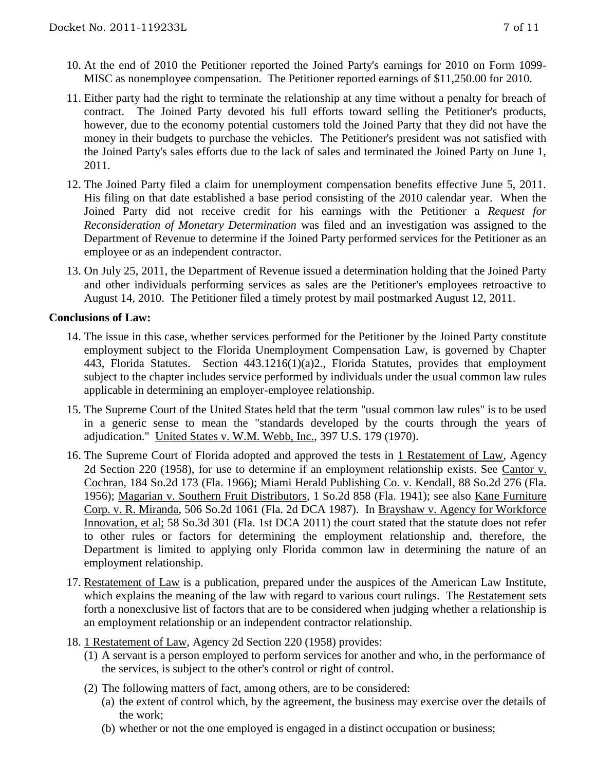10. At the end of 2010 the Petitioner reported the Joined Party's earnings for 2010 on Form 1099-MISC as nonemployee compensation. The Petitioner reported earnings of $11,250.00 for 2010.

11. Either party had the right to terminate the relationship at any time without a penalty for breach of contract. The Joined Party devoted his full efforts toward selling the Petitioner's products, however, due to the economy potential customers told the Joined Party that they did not have the money in their budgets to purchase the vehicles. The Petitioner's president was not satisfied with the Joined Party's sales efforts due to the lack of sales and terminated the Joined Party on June 1, 2011.

12. The Joined Party filed a claim for unemployment compensation benefits effective June 5, 2011. His filing on that date established a base period consisting of the 2010 calendar year. When the Joined Party did not receive credit for his earnings with the Petitioner a *Request for Reconsideration of Monetary Determination* was filed and an investigation was assigned to the Department of Revenue to determine if the Joined Party performed services for the Petitioner as an employee or as an independent contractor.

13. On July 25, 2011, the Department of Revenue issued a determination holding that the Joined Party and other individuals performing services as sales are the Petitioner's employees retroactive to August 14, 2010. The Petitioner filed a timely protest by mail postmarked August 12, 2011.

**Conclusions of Law:**

14. The issue in this case, whether services performed for the Petitioner by the Joined Party constitute employment subject to the Florida Unemployment Compensation Law, is governed by Chapter 443, Florida Statutes. Section 443.1216(1)(a)2., Florida Statutes, provides that employment subject to the chapter includes service performed by individuals under the usual common law rules applicable in determining an employer-employee relationship.

15. The Supreme Court of the United States held that the term "usual common law rules" is to be used in a generic sense to mean the "standards developed by the courts through the years of adjudication." United States v. W.M. Webb, Inc., 397 U.S. 179 (1970).

16. The Supreme Court of Florida adopted and approved the tests in 1 Restatement of Law, Agency 2d Section 220 (1958), for use to determine if an employment relationship exists. See Cantor v. Cochran, 184 So.2d 173 (Fla. 1966); Miami Herald Publishing Co. v. Kendall, 88 So.2d 276 (Fla. 1956); Magarian v. Southern Fruit Distributors, 1 So.2d 858 (Fla. 1941); see also Kane Furniture Corp. v. R. Miranda, 506 So.2d 1061 (Fla. 2d DCA 1987). In Brayshaw v. Agency for Workforce Innovation, et al; 58 So.3d 301 (Fla. 1st DCA 2011) the court stated that the statute does not refer to other rules or factors for determining the employment relationship and, therefore, the Department is limited to applying only Florida common law in determining the nature of an employment relationship.

17. Restatement of Law is a publication, prepared under the auspices of the American Law Institute, which explains the meaning of the law with regard to various court rulings. The Restatement sets forth a nonexclusive list of factors that are to be considered when judging whether a relationship is an employment relationship or an independent contractor relationship.

18. 1 Restatement of Law, Agency 2d Section 220 (1958) provides:
    (1) A servant is a person employed to perform services for another and who, in the performance of the services, is subject to the other's control or right of control.
    (2) The following matters of fact, among others, are to be considered:
        (a) the extent of control which, by the agreement, the business may exercise over the details of the work;
        (b) whether or not the one employed is engaged in a distinct occupation or business;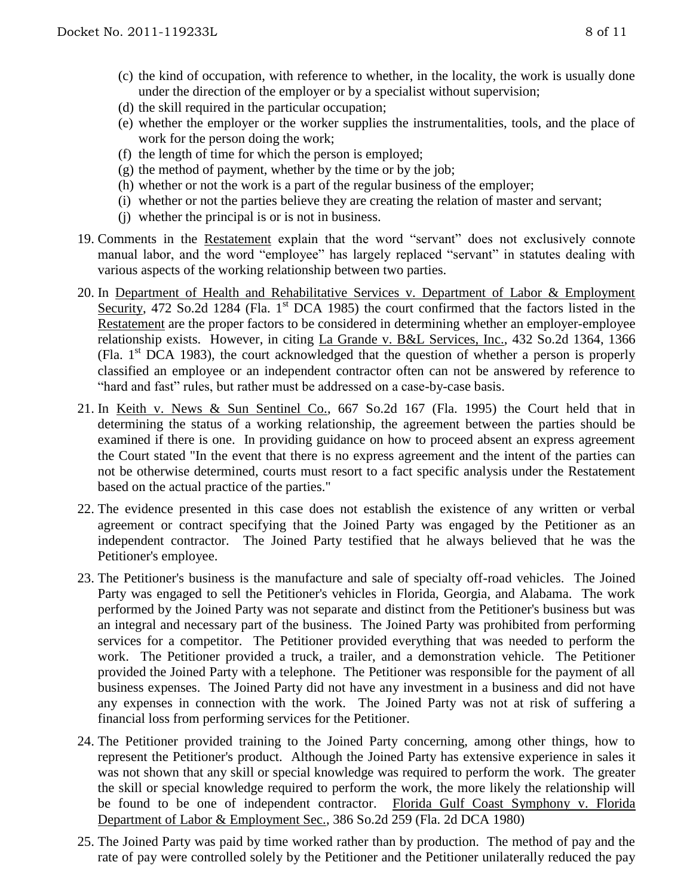- (c) the kind of occupation, with reference to whether, in the locality, the work is usually done under the direction of the employer or by a specialist without supervision;
- (d) the skill required in the particular occupation;
- (e) whether the employer or the worker supplies the instrumentalities, tools, and the place of work for the person doing the work;
- (f) the length of time for which the person is employed;
- (g) the method of payment, whether by the time or by the job;
- (h) whether or not the work is a part of the regular business of the employer;
- (i) whether or not the parties believe they are creating the relation of master and servant;
- (j) whether the principal is or is not in business.

19. Comments in the Restatement explain that the word "servant" does not exclusively connote manual labor, and the word "employee" has largely replaced "servant" in statutes dealing with various aspects of the working relationship between two parties.

20. In Department of Health and Rehabilitative Services v. Department of Labor & Employment Security, 472 So.2d 1284 (Fla. 1st DCA 1985) the court confirmed that the factors listed in the Restatement are the proper factors to be considered in determining whether an employer-employee relationship exists. However, in citing La Grande v. B&L Services, Inc., 432 So.2d 1364, 1366 (Fla. 1st DCA 1983), the court acknowledged that the question of whether a person is properly classified an employee or an independent contractor often can not be answered by reference to "hard and fast" rules, but rather must be addressed on a case-by-case basis.

21. In Keith v. News & Sun Sentinel Co., 667 So.2d 167 (Fla. 1995) the Court held that in determining the status of a working relationship, the agreement between the parties should be examined if there is one. In providing guidance on how to proceed absent an express agreement the Court stated "In the event that there is no express agreement and the intent of the parties can not be otherwise determined, courts must resort to a fact specific analysis under the Restatement based on the actual practice of the parties."

22. The evidence presented in this case does not establish the existence of any written or verbal agreement or contract specifying that the Joined Party was engaged by the Petitioner as an independent contractor. The Joined Party testified that he always believed that he was the Petitioner's employee.

23. The Petitioner's business is the manufacture and sale of specialty off-road vehicles. The Joined Party was engaged to sell the Petitioner's vehicles in Florida, Georgia, and Alabama. The work performed by the Joined Party was not separate and distinct from the Petitioner's business but was an integral and necessary part of the business. The Joined Party was prohibited from performing services for a competitor. The Petitioner provided everything that was needed to perform the work. The Petitioner provided a truck, a trailer, and a demonstration vehicle. The Petitioner provided the Joined Party with a telephone. The Petitioner was responsible for the payment of all business expenses. The Joined Party did not have any investment in a business and did not have any expenses in connection with the work. The Joined Party was not at risk of suffering a financial loss from performing services for the Petitioner.

24. The Petitioner provided training to the Joined Party concerning, among other things, how to represent the Petitioner's product. Although the Joined Party has extensive experience in sales it was not shown that any skill or special knowledge was required to perform the work. The greater the skill or special knowledge required to perform the work, the more likely the relationship will be found to be one of independent contractor. Florida Gulf Coast Symphony v. Florida Department of Labor & Employment Sec., 386 So.2d 259 (Fla. 2d DCA 1980)

25. The Joined Party was paid by time worked rather than by production. The method of pay and the rate of pay were controlled solely by the Petitioner and the Petitioner unilaterally reduced the pay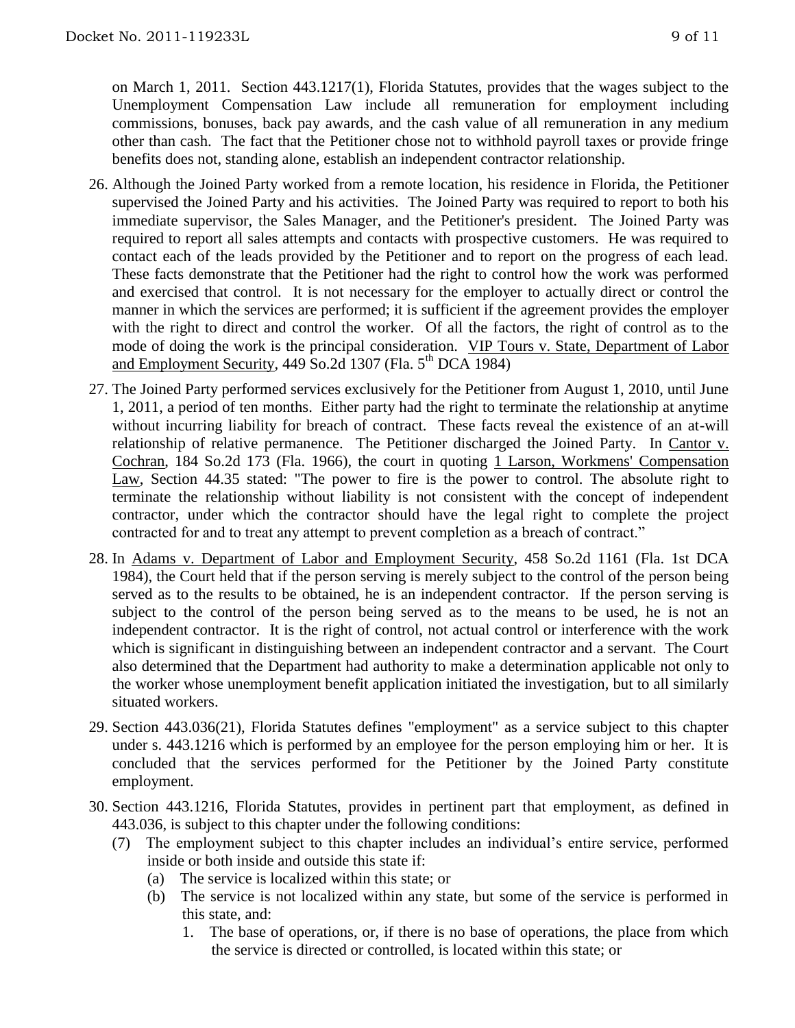on March 1, 2011. Section 443.1217(1), Florida Statutes, provides that the wages subject to the Unemployment Compensation Law include all remuneration for employment including commissions, bonuses, back pay awards, and the cash value of all remuneration in any medium other than cash. The fact that the Petitioner chose not to withhold payroll taxes or provide fringe benefits does not, standing alone, establish an independent contractor relationship.

26. Although the Joined Party worked from a remote location, his residence in Florida, the Petitioner supervised the Joined Party and his activities. The Joined Party was required to report to both his immediate supervisor, the Sales Manager, and the Petitioner's president. The Joined Party was required to report all sales attempts and contacts with prospective customers. He was required to contact each of the leads provided by the Petitioner and to report on the progress of each lead. These facts demonstrate that the Petitioner had the right to control how the work was performed and exercised that control. It is not necessary for the employer to actually direct or control the manner in which the services are performed; it is sufficient if the agreement provides the employer with the right to direct and control the worker. Of all the factors, the right of control as to the mode of doing the work is the principal consideration. <u>VIP Tours v. State, Department of Labor and Employment Security</u>, 449 So.2d 1307 (Fla. 5th DCA 1984)

27. The Joined Party performed services exclusively for the Petitioner from August 1, 2010, until June 1, 2011, a period of ten months. Either party had the right to terminate the relationship at anytime without incurring liability for breach of contract. These facts reveal the existence of an at-will relationship of relative permanence. The Petitioner discharged the Joined Party. In <u>Cantor v. Cochran</u>, 184 So.2d 173 (Fla. 1966), the court in quoting <u>1 Larson, Workmens' Compensation Law</u>, Section 44.35 stated: "The power to fire is the power to control. The absolute right to terminate the relationship without liability is not consistent with the concept of independent contractor, under which the contractor should have the legal right to complete the project contracted for and to treat any attempt to prevent completion as a breach of contract."

28. In <u>Adams v. Department of Labor and Employment Security</u>, 458 So.2d 1161 (Fla. 1st DCA 1984), the Court held that if the person serving is merely subject to the control of the person being served as to the results to be obtained, he is an independent contractor. If the person serving is subject to the control of the person being served as to the means to be used, he is not an independent contractor. It is the right of control, not actual control or interference with the work which is significant in distinguishing between an independent contractor and a servant. The Court also determined that the Department had authority to make a determination applicable not only to the worker whose unemployment benefit application initiated the investigation, but to all similarly situated workers.

29. Section 443.036(21), Florida Statutes defines "employment" as a service subject to this chapter under s. 443.1216 which is performed by an employee for the person employing him or her. It is concluded that the services performed for the Petitioner by the Joined Party constitute employment.

30. Section 443.1216, Florida Statutes, provides in pertinent part that employment, as defined in 443.036, is subject to this chapter under the following conditions:
    (7) The employment subject to this chapter includes an individual's entire service, performed inside or both inside and outside this state if:
        (a) The service is localized within this state; or
        (b) The service is not localized within any state, but some of the service is performed in this state, and:
            1. The base of operations, or, if there is no base of operations, the place from which the service is directed or controlled, is located within this state; or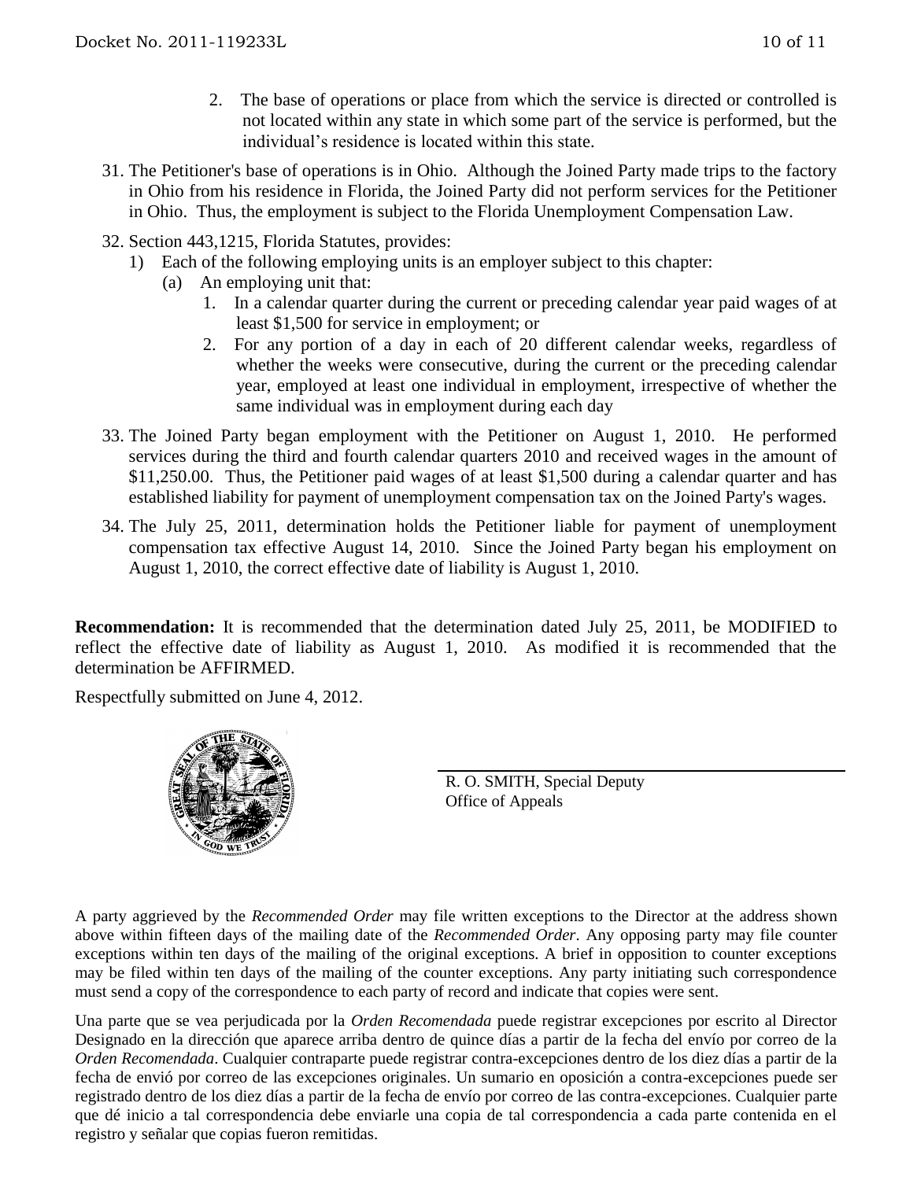2. The base of operations or place from which the service is directed or controlled is not located within any state in which some part of the service is performed, but the individual's residence is located within this state.

31. The Petitioner's base of operations is in Ohio. Although the Joined Party made trips to the factory in Ohio from his residence in Florida, the Joined Party did not perform services for the Petitioner in Ohio. Thus, the employment is subject to the Florida Unemployment Compensation Law.

32. Section 443,1215, Florida Statutes, provides:
    1) Each of the following employing units is an employer subject to this chapter:
        (a) An employing unit that:
            1. In a calendar quarter during the current or preceding calendar year paid wages of at least $1,500 for service in employment; or
            2. For any portion of a day in each of 20 different calendar weeks, regardless of whether the weeks were consecutive, during the current or the preceding calendar year, employed at least one individual in employment, irrespective of whether the same individual was in employment during each day

33. The Joined Party began employment with the Petitioner on August 1, 2010. He performed services during the third and fourth calendar quarters 2010 and received wages in the amount of $11,250.00. Thus, the Petitioner paid wages of at least $1,500 during a calendar quarter and has established liability for payment of unemployment compensation tax on the Joined Party's wages.

34. The July 25, 2011, determination holds the Petitioner liable for payment of unemployment compensation tax effective August 14, 2010. Since the Joined Party began his employment on August 1, 2010, the correct effective date of liability is August 1, 2010.

**Recommendation:** It is recommended that the determination dated July 25, 2011, be MODIFIED to reflect the effective date of liability as August 1, 2010. As modified it is recommended that the determination be AFFIRMED.

Respectfully submitted on June 4, 2012.

R. O. SMITH, Special Deputy
Office of Appeals

A party aggrieved by the *Recommended Order* may file written exceptions to the Director at the address shown above within fifteen days of the mailing date of the *Recommended Order*. Any opposing party may file counter exceptions within ten days of the mailing of the original exceptions. A brief in opposition to counter exceptions may be filed within ten days of the mailing of the counter exceptions. Any party initiating such correspondence must send a copy of the correspondence to each party of record and indicate that copies were sent.

Una parte que se vea perjudicada por la *Orden Recomendada* puede registrar excepciones por escrito al Director Designado en la dirección que aparece arriba dentro de quince días a partir de la fecha del envío por correo de la *Orden Recomendada*. Cualquier contraparte puede registrar contra-excepciones dentro de los diez días a partir de la fecha de envió por correo de las excepciones originales. Un sumario en oposición a contra-excepciones puede ser registrado dentro de los diez días a partir de la fecha de envío por correo de las contra-excepciones. Cualquier parte que dé inicio a tal correspondencia debe enviarle una copia de tal correspondencia a cada parte contenida en el registro y señalar que copias fueron remitidas.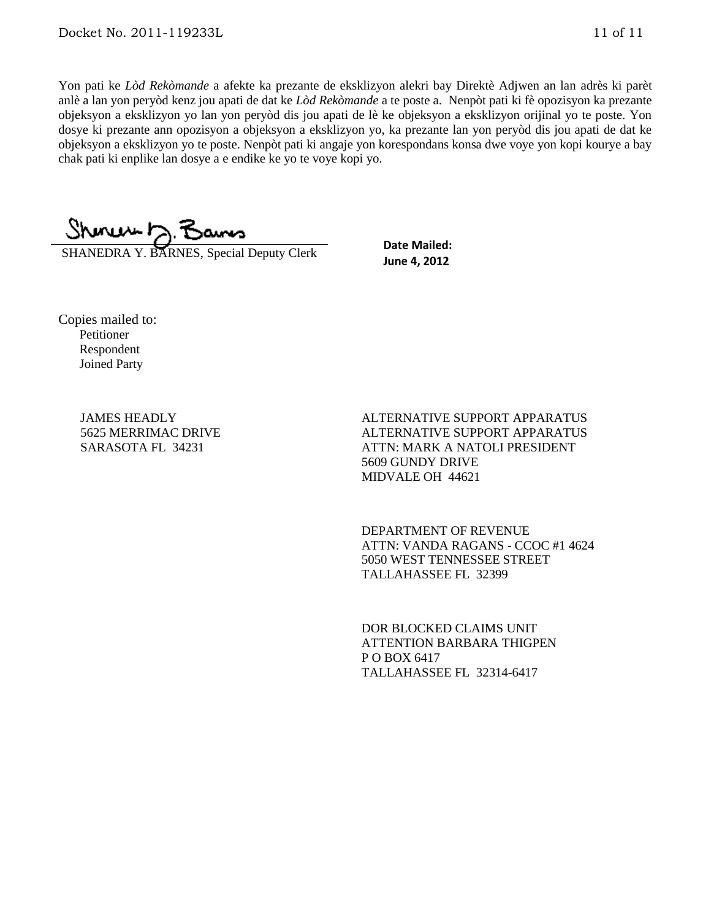Yon pati ke *Lòd Rekòmande* a afekte ka prezante de eksklizyon alekri bay Direktè Adjwen an lan adrès ki parèt anlè a lan yon peryòd kenz jou apati de dat ke *Lòd Rekòmande* a te poste a. Nenpòt pati ki fè opozisyon ka prezante objeksyon a eksklizyon yo lan yon peryòd dis jou apati de lè ke objeksyon a eksklizyon orijinal yo te poste. Yon dosye ki prezante ann opozisyon a objeksyon a eksklizyon yo, ka prezante lan yon peryòd dis jou apati de dat ke objeksyon a eksklizyon yo te poste. Nenpòt pati ki angaje yon korespondans konsa dwe voye yon kopi kourye a bay chak pati ki enplike lan dosye a e endike ke yo te voye kopi yo.

SHANEDRA Y. BARNES, Special Deputy Clerk

**Date Mailed:**
**June 4, 2012**

Copies mailed to:
Petitioner
Respondent
Joined Party

JAMES HEADLY
5625 MERRIMAC DRIVE
SARASOTA FL 34231

ALTERNATIVE SUPPORT APPARATUS
ALTERNATIVE SUPPORT APPARATUS
ATTN: MARK A NATOLI PRESIDENT
5609 GUNDY DRIVE
MIDVALE OH 44621

DEPARTMENT OF REVENUE
ATTN: VANDA RAGANS - CCOC #1 4624
5050 WEST TENNESSEE STREET
TALLAHASSEE FL 32399

DOR BLOCKED CLAIMS UNIT
ATTENTION BARBARA THIGPEN
P O BOX 6417
TALLAHASSEE FL 32314-6417